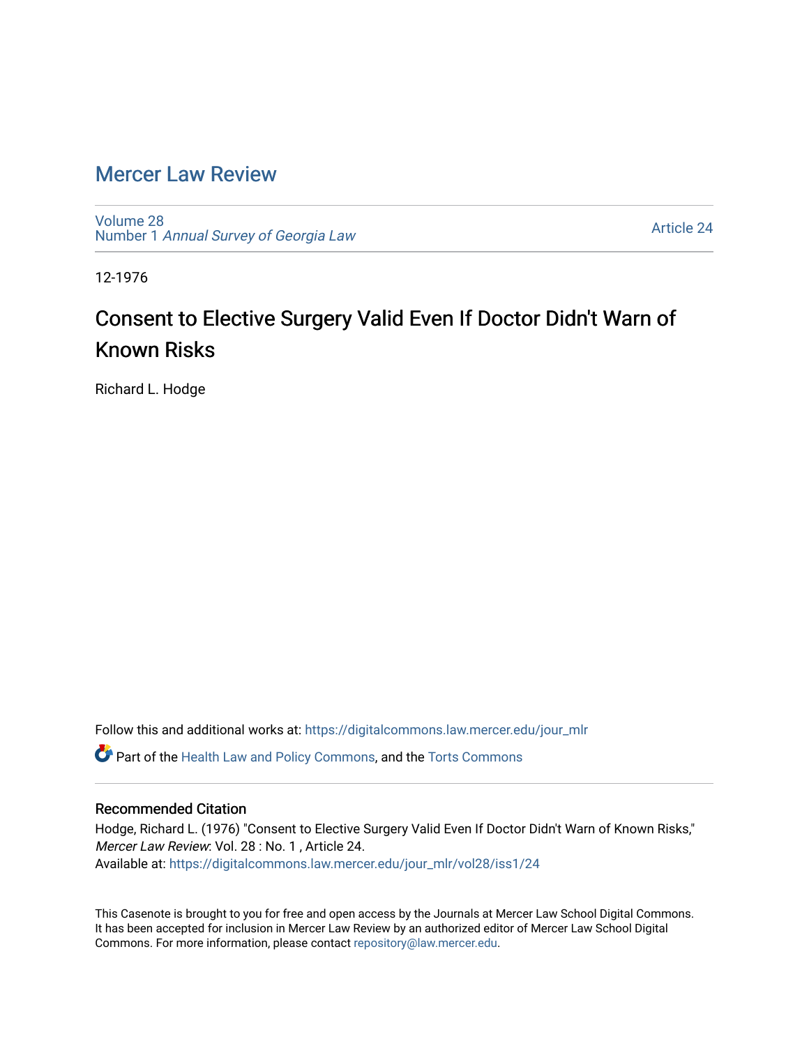# Mercer Law Review

Volume 28
Number 1 *Annual Survey of Georgia Law*

Article 24

12-1976

## Consent to Elective Surgery Valid Even If Doctor Didn't Warn of Known Risks

Richard L. Hodge

Follow this and additional works at: https://digitalcommons.law.mercer.edu/jour_mlr

Part of the Health Law and Policy Commons, and the Torts Commons

### Recommended Citation

Hodge, Richard L. (1976) "Consent to Elective Surgery Valid Even If Doctor Didn't Warn of Known Risks," *Mercer Law Review*: Vol. 28 : No. 1 , Article 24.
Available at: https://digitalcommons.law.mercer.edu/jour_mlr/vol28/iss1/24

This Casenote is brought to you for free and open access by the Journals at Mercer Law School Digital Commons. It has been accepted for inclusion in Mercer Law Review by an authorized editor of Mercer Law School Digital Commons. For more information, please contact repository@law.mercer.edu.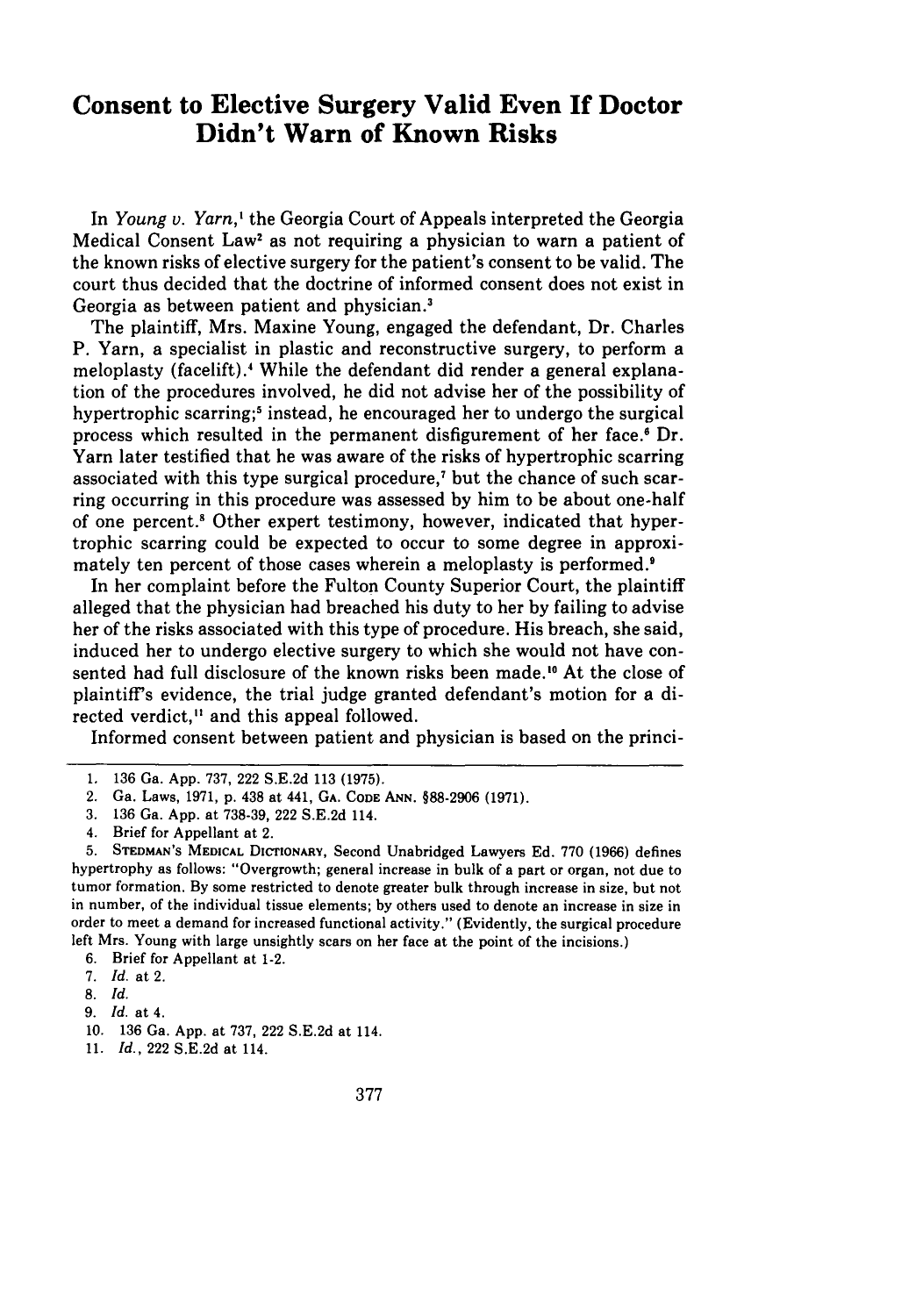# Consent to Elective Surgery Valid Even If Doctor Didn't Warn of Known Risks

In *Young v. Yarn*,[1] the Georgia Court of Appeals interpreted the Georgia Medical Consent Law[2] as not requiring a physician to warn a patient of the known risks of elective surgery for the patient's consent to be valid. The court thus decided that the doctrine of informed consent does not exist in Georgia as between patient and physician.[3]

The plaintiff, Mrs. Maxine Young, engaged the defendant, Dr. Charles P. Yarn, a specialist in plastic and reconstructive surgery, to perform a meloplasty (facelift).[4] While the defendant did render a general explanation of the procedures involved, he did not advise her of the possibility of hypertrophic scarring;[5] instead, he encouraged her to undergo the surgical process which resulted in the permanent disfigurement of her face.[6] Dr. Yarn later testified that he was aware of the risks of hypertrophic scarring associated with this type surgical procedure,[7] but the chance of such scarring occurring in this procedure was assessed by him to be about one-half of one percent.[8] Other expert testimony, however, indicated that hypertrophic scarring could be expected to occur to some degree in approximately ten percent of those cases wherein a meloplasty is performed.[9]

In her complaint before the Fulton County Superior Court, the plaintiff alleged that the physician had breached his duty to her by failing to advise her of the risks associated with this type of procedure. His breach, she said, induced her to undergo elective surgery to which she would not have consented had full disclosure of the known risks been made.[10] At the close of plaintiff's evidence, the trial judge granted defendant's motion for a directed verdict,[11] and this appeal followed.

Informed consent between patient and physician is based on the princi-

---

1. 136 Ga. App. 737, 222 S.E.2d 113 (1975).
2. Ga. Laws, 1971, p. 438 at 441, GA. CODE ANN. §88-2906 (1971).
3. 136 Ga. App. at 738-39, 222 S.E.2d 114.
4. Brief for Appellant at 2.
5. STEDMAN'S MEDICAL DICTIONARY, Second Unabridged Lawyers Ed. 770 (1966) defines hypertrophy as follows: "Overgrowth; general increase in bulk of a part or organ, not due to tumor formation. By some restricted to denote greater bulk through increase in size, but not in number, of the individual tissue elements; by others used to denote an increase in size in order to meet a demand for increased functional activity." (Evidently, the surgical procedure left Mrs. Young with large unsightly scars on her face at the point of the incisions.)
6. Brief for Appellant at 1-2.
7. *Id.* at 2.
8. *Id.*
9. *Id.* at 4.
10. 136 Ga. App. at 737, 222 S.E.2d at 114.
11. *Id.*, 222 S.E.2d at 114.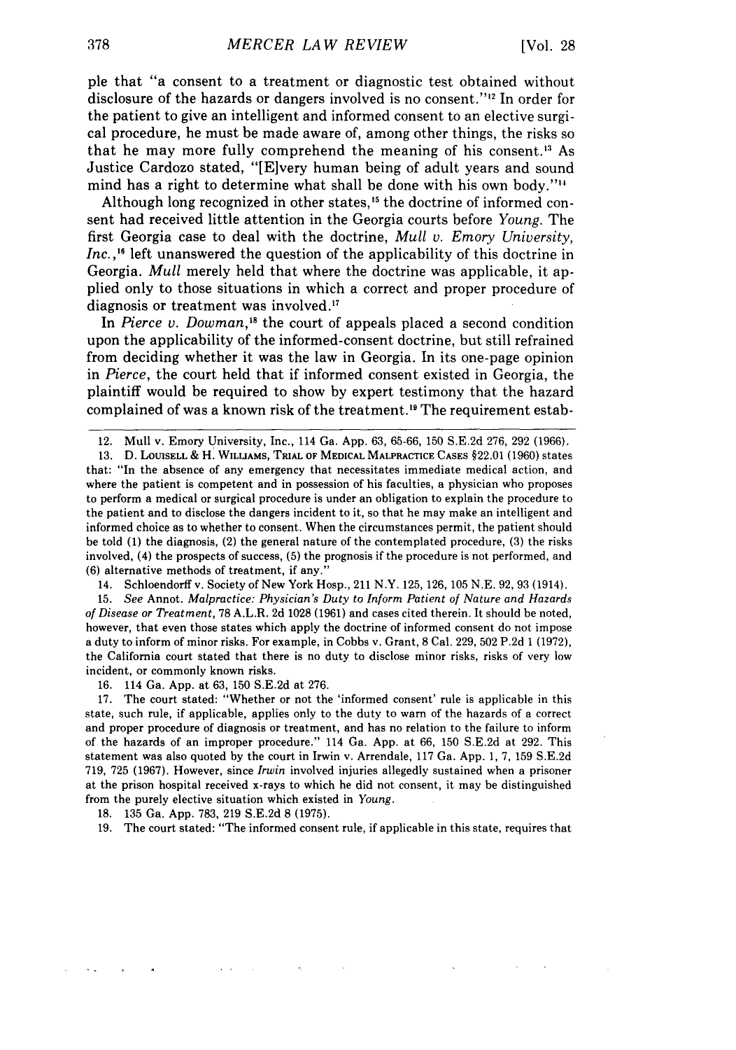ple that "a consent to a treatment or diagnostic test obtained without disclosure of the hazards or dangers involved is no consent."[12] In order for the patient to give an intelligent and informed consent to an elective surgical procedure, he must be made aware of, among other things, the risks so that he may more fully comprehend the meaning of his consent.[13] As Justice Cardozo stated, "[E]very human being of adult years and sound mind has a right to determine what shall be done with his own body."[14]

Although long recognized in other states,[15] the doctrine of informed consent had received little attention in the Georgia courts before *Young*. The first Georgia case to deal with the doctrine, *Mull v. Emory University, Inc.*,[16] left unanswered the question of the applicability of this doctrine in Georgia. *Mull* merely held that where the doctrine was applicable, it applied only to those situations in which a correct and proper procedure of diagnosis or treatment was involved.[17]

In *Pierce v. Dowman*,[18] the court of appeals placed a second condition upon the applicability of the informed-consent doctrine, but still refrained from deciding whether it was the law in Georgia. In its one-page opinion in *Pierce*, the court held that if informed consent existed in Georgia, the plaintiff would be required to show by expert testimony that the hazard complained of was a known risk of the treatment.[19] The requirement estab-

---

12. Mull v. Emory University, Inc., 114 Ga. App. 63, 65-66, 150 S.E.2d 276, 292 (1966).

13. D. Louisell & H. Williams, Trial of Medical Malpractice Cases §22.01 (1960) states that: "In the absence of any emergency that necessitates immediate medical action, and where the patient is competent and in possession of his faculties, a physician who proposes to perform a medical or surgical procedure is under an obligation to explain the procedure to the patient and to disclose the dangers incident to it, so that he may make an intelligent and informed choice as to whether to consent. When the circumstances permit, the patient should be told (1) the diagnosis, (2) the general nature of the contemplated procedure, (3) the risks involved, (4) the prospects of success, (5) the prognosis if the procedure is not performed, and (6) alternative methods of treatment, if any."

14. Schloendorff v. Society of New York Hosp., 211 N.Y. 125, 126, 105 N.E. 92, 93 (1914).

15. *See* Annot. *Malpractice: Physician's Duty to Inform Patient of Nature and Hazards of Disease or Treatment*, 78 A.L.R. 2d 1028 (1961) and cases cited therein. It should be noted, however, that even those states which apply the doctrine of informed consent do not impose a duty to inform of minor risks. For example, in Cobbs v. Grant, 8 Cal. 229, 502 P.2d 1 (1972), the California court stated that there is no duty to disclose minor risks, risks of very low incident, or commonly known risks.

16. 114 Ga. App. at 63, 150 S.E.2d at 276.

17. The court stated: "Whether or not the 'informed consent' rule is applicable in this state, such rule, if applicable, applies only to the duty to warn of the hazards of a correct and proper procedure of diagnosis or treatment, and has no relation to the failure to inform of the hazards of an improper procedure." 114 Ga. App. at 66, 150 S.E.2d at 292. This statement was also quoted by the court in Irwin v. Arrendale, 117 Ga. App. 1, 7, 159 S.E.2d 719, 725 (1967). However, since *Irwin* involved injuries allegedly sustained when a prisoner at the prison hospital received x-rays to which he did not consent, it may be distinguished from the purely elective situation which existed in *Young*.

18. 135 Ga. App. 783, 219 S.E.2d 8 (1975).

19. The court stated: "The informed consent rule, if applicable in this state, requires that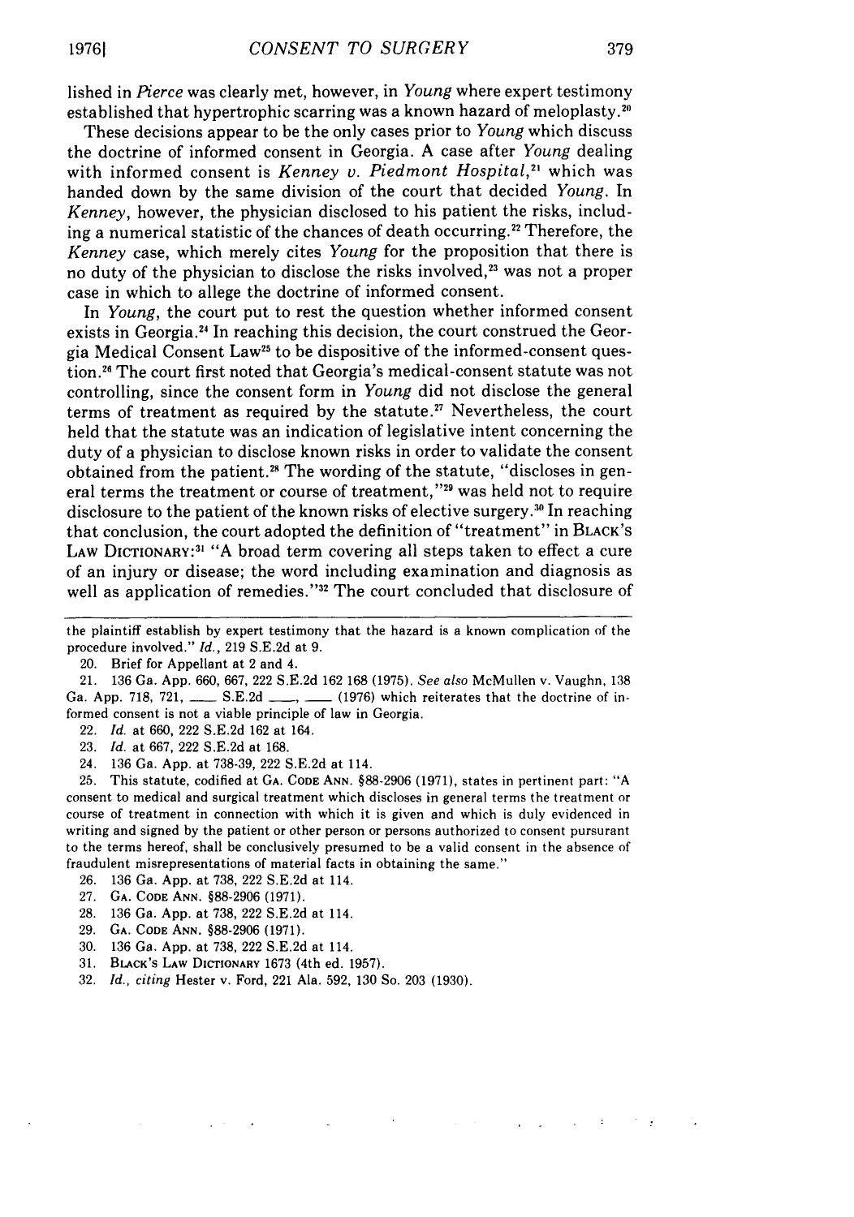lished in *Pierce* was clearly met, however, in *Young* where expert testimony established that hypertrophic scarring was a known hazard of meloplasty.[20]

These decisions appear to be the only cases prior to *Young* which discuss the doctrine of informed consent in Georgia. A case after *Young* dealing with informed consent is *Kenney v. Piedmont Hospital*,[21] which was handed down by the same division of the court that decided *Young*. In *Kenney*, however, the physician disclosed to his patient the risks, including a numerical statistic of the chances of death occurring.[22] Therefore, the *Kenney* case, which merely cites *Young* for the proposition that there is no duty of the physician to disclose the risks involved,[23] was not a proper case in which to allege the doctrine of informed consent.

In *Young*, the court put to rest the question whether informed consent exists in Georgia.[24] In reaching this decision, the court construed the Georgia Medical Consent Law[25] to be dispositive of the informed-consent question.[26] The court first noted that Georgia's medical-consent statute was not controlling, since the consent form in *Young* did not disclose the general terms of treatment as required by the statute.[27] Nevertheless, the court held that the statute was an indication of legislative intent concerning the duty of a physician to disclose known risks in order to validate the consent obtained from the patient.[28] The wording of the statute, "discloses in general terms the treatment or course of treatment,"[29] was held not to require disclosure to the patient of the known risks of elective surgery.[30] In reaching that conclusion, the court adopted the definition of "treatment" in BLACK'S LAW DICTIONARY:[31] "A broad term covering all steps taken to effect a cure of an injury or disease; the word including examination and diagnosis as well as application of remedies."[32] The court concluded that disclosure of

---

the plaintiff establish by expert testimony that the hazard is a known complication of the procedure involved." *Id.*, 219 S.E.2d at 9.

20. Brief for Appellant at 2 and 4.

21. 136 Ga. App. 660, 667, 222 S.E.2d 162 168 (1975). *See also* McMullen v. Vaughn, 138 Ga. App. 718, 721, ___ S.E.2d ___, ___ (1976) which reiterates that the doctrine of informed consent is not a viable principle of law in Georgia.

22. *Id.* at 660, 222 S.E.2d 162 at 164.

23. *Id.* at 667, 222 S.E.2d at 168.

24. 136 Ga. App. at 738-39, 222 S.E.2d at 114.

25. This statute, codified at GA. CODE ANN. §88-2906 (1971), states in pertinent part: "A consent to medical and surgical treatment which discloses in general terms the treatment or course of treatment in connection with which it is given and which is duly evidenced in writing and signed by the patient or other person or persons authorized to consent pursuant to the terms hereof, shall be conclusively presumed to be a valid consent in the absence of fraudulent misrepresentations of material facts in obtaining the same."

26. 136 Ga. App. at 738, 222 S.E.2d at 114.

27. GA. CODE ANN. §88-2906 (1971).

28. 136 Ga. App. at 738, 222 S.E.2d at 114.

29. GA. CODE ANN. §88-2906 (1971).

30. 136 Ga. App. at 738, 222 S.E.2d at 114.

31. BLACK'S LAW DICTIONARY 1673 (4th ed. 1957).

32. *Id.*, *citing* Hester v. Ford, 221 Ala. 592, 130 So. 203 (1930).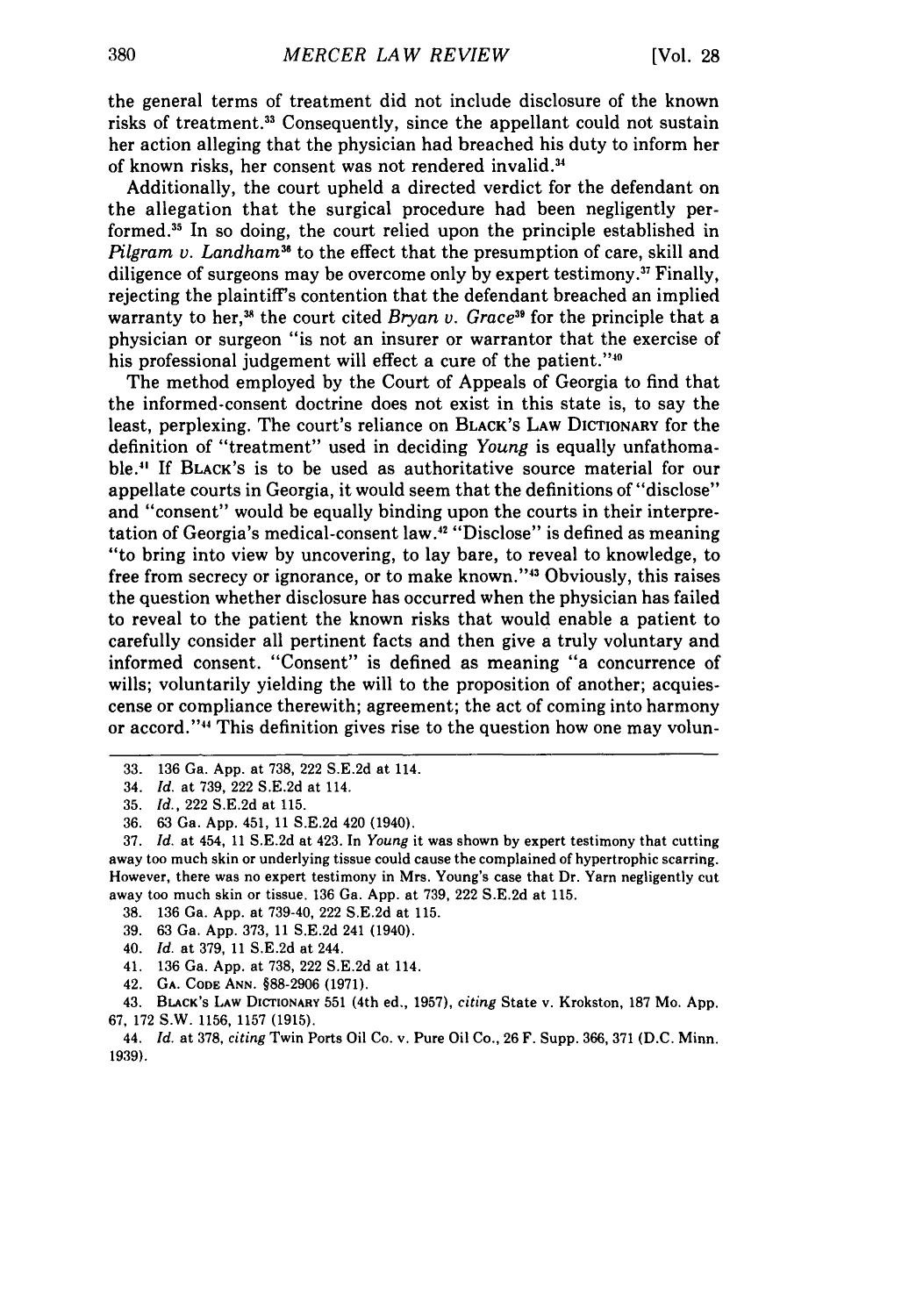the general terms of treatment did not include disclosure of the known risks of treatment.[33] Consequently, since the appellant could not sustain her action alleging that the physician had breached his duty to inform her of known risks, her consent was not rendered invalid.[34]

Additionally, the court upheld a directed verdict for the defendant on the allegation that the surgical procedure had been negligently performed.[35] In so doing, the court relied upon the principle established in *Pilgram v. Landham*[36] to the effect that the presumption of care, skill and diligence of surgeons may be overcome only by expert testimony.[37] Finally, rejecting the plaintiff's contention that the defendant breached an implied warranty to her,[38] the court cited *Bryan v. Grace*[39] for the principle that a physician or surgeon "is not an insurer or warrantor that the exercise of his professional judgement will effect a cure of the patient."[40]

The method employed by the Court of Appeals of Georgia to find that the informed-consent doctrine does not exist in this state is, to say the least, perplexing. The court's reliance on BLACK'S LAW DICTIONARY for the definition of "treatment" used in deciding *Young* is equally unfathomable.[41] If BLACK'S is to be used as authoritative source material for our appellate courts in Georgia, it would seem that the definitions of "disclose" and "consent" would be equally binding upon the courts in their interpretation of Georgia's medical-consent law.[42] "Disclose" is defined as meaning "to bring into view by uncovering, to lay bare, to reveal to knowledge, to free from secrecy or ignorance, or to make known."[43] Obviously, this raises the question whether disclosure has occurred when the physician has failed to reveal to the patient the known risks that would enable a patient to carefully consider all pertinent facts and then give a truly voluntary and informed consent. "Consent" is defined as meaning "a concurrence of wills; voluntarily yielding the will to the proposition of another; acquiescense or compliance therewith; agreement; the act of coming into harmony or accord."[44] This definition gives rise to the question how one may volun-

---

33. 136 Ga. App. at 738, 222 S.E.2d at 114.

34. *Id.* at 739, 222 S.E.2d at 114.

35. *Id.*, 222 S.E.2d at 115.

36. 63 Ga. App. 451, 11 S.E.2d 420 (1940).

37. *Id.* at 454, 11 S.E.2d at 423. In *Young* it was shown by expert testimony that cutting away too much skin or underlying tissue could cause the complained of hypertrophic scarring. However, there was no expert testimony in Mrs. Young's case that Dr. Yarn negligently cut away too much skin or tissue. 136 Ga. App. at 739, 222 S.E.2d at 115.

38. 136 Ga. App. at 739-40, 222 S.E.2d at 115.

39. 63 Ga. App. 373, 11 S.E.2d 241 (1940).

40. *Id.* at 379, 11 S.E.2d at 244.

41. 136 Ga. App. at 738, 222 S.E.2d at 114.

42. GA. CODE ANN. §88-2906 (1971).

43. BLACK'S LAW DICTIONARY 551 (4th ed., 1957), *citing* State v. Krokston, 187 Mo. App. 67, 172 S.W. 1156, 1157 (1915).

44. *Id.* at 378, *citing* Twin Ports Oil Co. v. Pure Oil Co., 26 F. Supp. 366, 371 (D.C. Minn. 1939).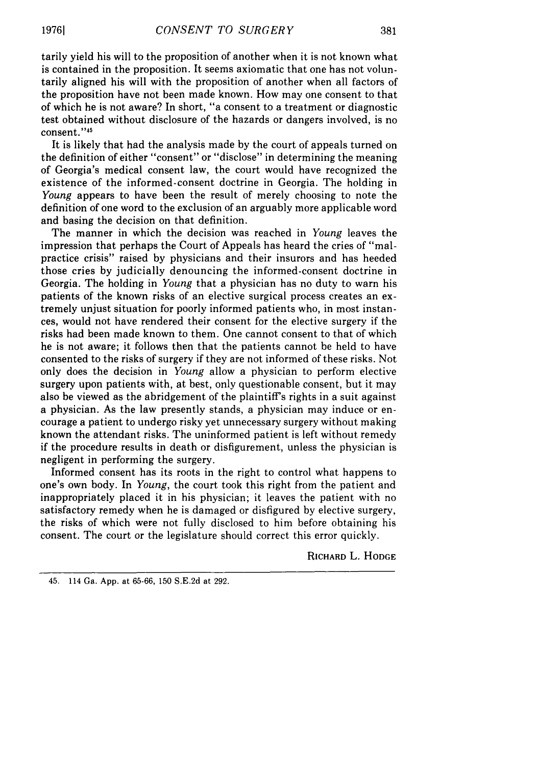tarily yield his will to the proposition of another when it is not known what is contained in the proposition. It seems axiomatic that one has not voluntarily aligned his will with the proposition of another when all factors of the proposition have not been made known. How may one consent to that of which he is not aware? In short, "a consent to a treatment or diagnostic test obtained without disclosure of the hazards or dangers involved, is no consent."[45]

It is likely that had the analysis made by the court of appeals turned on the definition of either "consent" or "disclose" in determining the meaning of Georgia's medical consent law, the court would have recognized the existence of the informed-consent doctrine in Georgia. The holding in *Young* appears to have been the result of merely choosing to note the definition of one word to the exclusion of an arguably more applicable word and basing the decision on that definition.

The manner in which the decision was reached in *Young* leaves the impression that perhaps the Court of Appeals has heard the cries of "malpractice crisis" raised by physicians and their insurors and has heeded those cries by judicially denouncing the informed-consent doctrine in Georgia. The holding in *Young* that a physician has no duty to warn his patients of the known risks of an elective surgical process creates an extremely unjust situation for poorly informed patients who, in most instances, would not have rendered their consent for the elective surgery if the risks had been made known to them. One cannot consent to that of which he is not aware; it follows then that the patients cannot be held to have consented to the risks of surgery if they are not informed of these risks. Not only does the decision in *Young* allow a physician to perform elective surgery upon patients with, at best, only questionable consent, but it may also be viewed as the abridgement of the plaintiff's rights in a suit against a physician. As the law presently stands, a physician may induce or encourage a patient to undergo risky yet unnecessary surgery without making known the attendant risks. The uninformed patient is left without remedy if the procedure results in death or disfigurement, unless the physician is negligent in performing the surgery.

Informed consent has its roots in the right to control what happens to one's own body. In *Young*, the court took this right from the patient and inappropriately placed it in his physician; it leaves the patient with no satisfactory remedy when he is damaged or disfigured by elective surgery, the risks of which were not fully disclosed to him before obtaining his consent. The court or the legislature should correct this error quickly.

RICHARD L. HODGE

---

45. 114 Ga. App. at 65-66, 150 S.E.2d at 292.